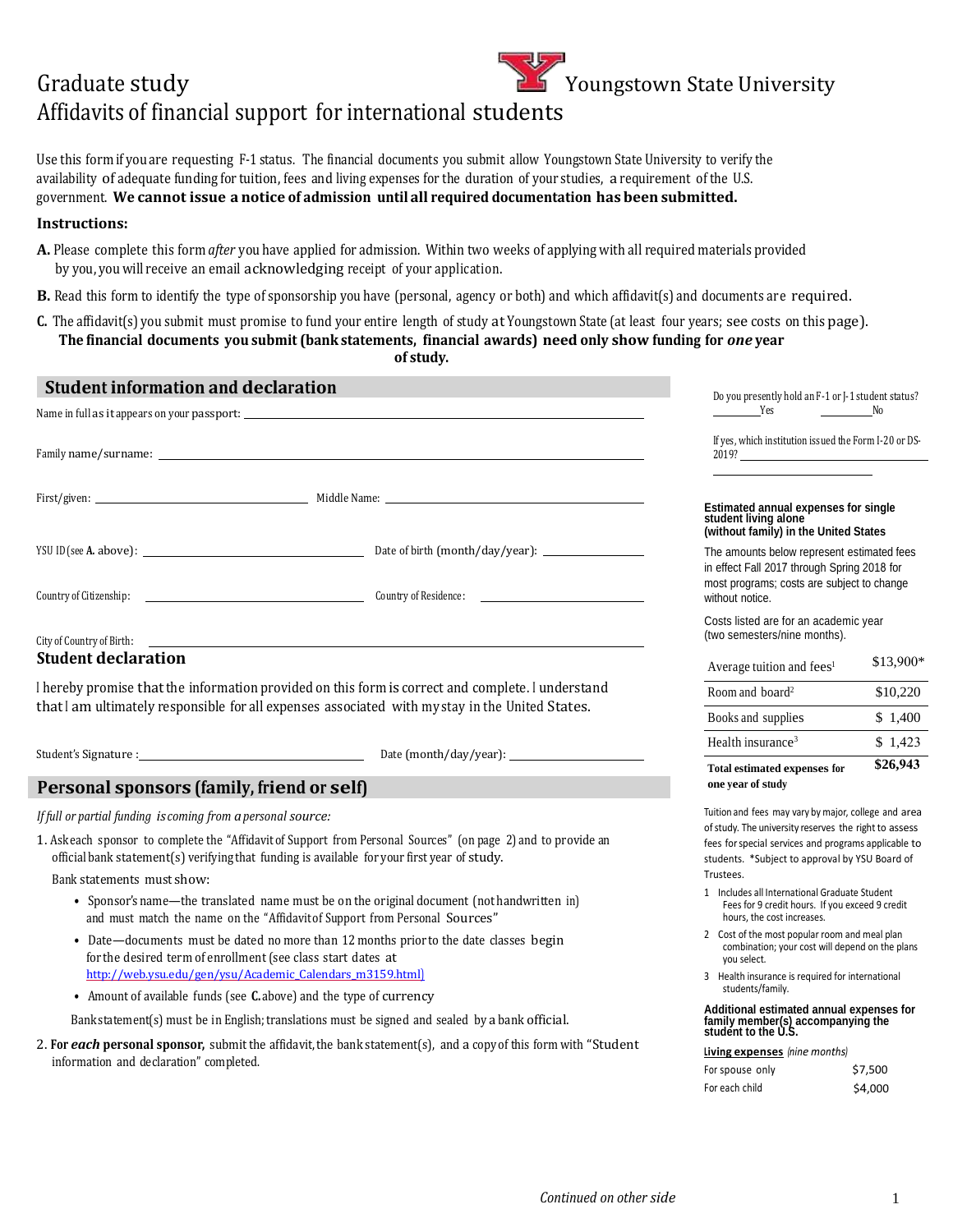# Graduate study — Youngstown State University

# Affidavits of financial support for international students

Use this form if you are requesting F-1 status. The financial documents you submit allow Youngstown State University to verify the availability of adequate funding for tuition, fees and living expenses for the duration of your studies, a requirement of the U.S. government. **We cannot issue a notice of admission until all required documentation has been submitted.**

**Instructions:**

**A.** Please complete this form *after* you have applied for admission. Within two weeks of applying with all required materials provided by you, you will receive an email acknowledging receipt of your application.

**B.** Read this form to identify the type of sponsorship you have (personal, agency or both) and which affidavit(s) and documents are required.

**C.** The affidavit(s) you submit must promise to fund your entire length of study at Youngstown State (at least four years; see costs on this page). **The financial documents you submit (bank statements, financial awards) need only show funding for *one* year of study.**

## Student information and declaration

Name in full as it appears on your passport: ______________________

Family name/surname: ______________________

First/given: ______________________ Middle Name: ______________________

YSU ID (see **A.** above): ______________________ Date of birth (month/day/year): ______________________

Country of Citizenship: ______________________ Country of Residence: ______________________

City of Country of Birth: ______________________

### Student declaration

I hereby promise that the information provided on this form is correct and complete. I understand that I am ultimately responsible for all expenses associated with my stay in the United States.

Student's Signature: ______________________ Date (month/day/year): ______________________

## Personal sponsors (family, friend or self)

*If full or partial funding is coming from a personal source:*

1. Ask each sponsor to complete the "Affidavit of Support from Personal Sources" (on page 2) and to provide an official bank statement(s) verifying that funding is available for your first year of study.

   Bank statements must show:

   - Sponsor's name—the translated name must be on the original document (not handwritten in) and must match the name on the "Affidavit of Support from Personal Sources"
   - Date—documents must be dated no more than 12 months prior to the date classes begin for the desired term of enrollment (see class start dates at http://web.ysu.edu/gen/ysu/Academic_Calendars_m3159.html)
   - Amount of available funds (see **C.** above) and the type of currency

   Bank statement(s) must be in English; translations must be signed and sealed by a bank official.

2. **For *each* personal sponsor,** submit the affidavit, the bank statement(s), and a copy of this form with "Student information and declaration" completed.

---

Do you presently hold an F-1 or J-1 student status? ________ Yes ________ No

If yes, which institution issued the Form I-20 or DS-2019? ______________________

**Estimated annual expenses for single student living alone (without family) in the United States**

The amounts below represent estimated fees in effect Fall 2017 through Spring 2018 for most programs; costs are subject to change without notice.

Costs listed are for an academic year (two semesters/nine months).

| | |
|---|---|
| Average tuition and fees[1] | $13,900* |
| Room and board[2] | $10,220 |
| Books and supplies | $ 1,400 |
| Health insurance[3] | $ 1,423 |
| **Total estimated expenses for one year of study** | **$26,943** |

Tuition and fees may vary by major, college and area of study. The university reserves the right to assess fees for special services and programs applicable to students. *Subject to approval by YSU Board of Trustees.

1. Includes all International Graduate Student Fees for 9 credit hours. If you exceed 9 credit hours, the cost increases.
2. Cost of the most popular room and meal plan combination; your cost will depend on the plans you select.
3. Health insurance is required for international students/family.

**Additional estimated annual expenses for family member(s) accompanying the student to the U.S.**

**Living expenses** *(nine months)*

| | |
|---|---|
| For spouse only | $7,500 |
| For each child | $4,000 |

*Continued on other side*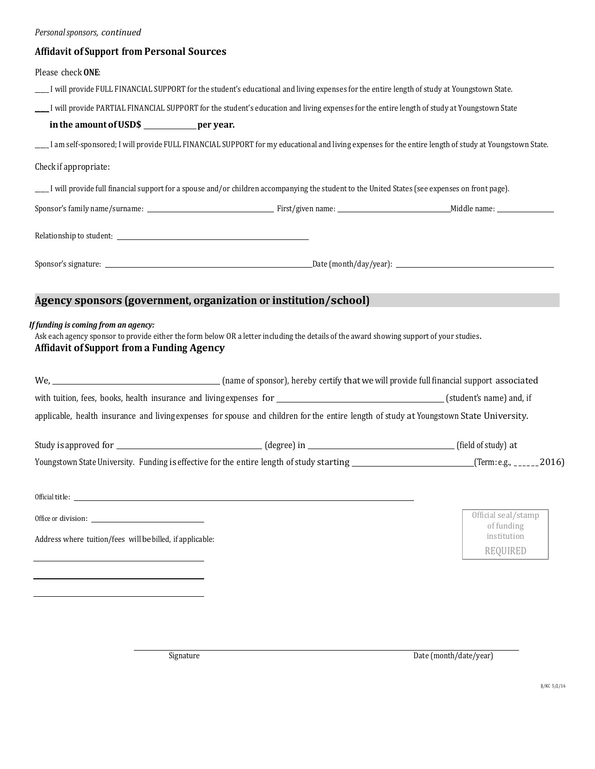*Personal sponsors, continued*

### Affidavit of Support from Personal Sources

Please check **ONE**:

____ I will provide FULL FINANCIAL SUPPORT for the student's educational and living expenses for the entire length of study at Youngstown State.

____ I will provide PARTIAL FINANCIAL SUPPORT for the student's education and living expenses for the entire length of study at Youngstown State **in the amount of USD$ ____________ per year.**

____ I am self-sponsored; I will provide FULL FINANCIAL SUPPORT for my educational and living expenses for the entire length of study at Youngstown State.

Check if appropriate:

____ I will provide full financial support for a spouse and/or children accompanying the student to the United States (see expenses on front page).

Sponsor's family name/surname: ______________________________ First/given name: ___________________________ Middle name: _____________

Relationship to student: ______________________________________________

Sponsor's signature: _____________________________________________ Date (month/day/year): _______________________________

## Agency sponsors (government, organization or institution/school)

***If funding is coming from an agency:***

Ask each agency sponsor to provide either the form below OR a letter including the details of the award showing support of your studies.

### Affidavit of Support from a Funding Agency

We, ________________________________ (name of sponsor), hereby certify that we will provide full financial support associated with tuition, fees, books, health insurance and living expenses for ________________________________ (student's name) and, if applicable, health insurance and living expenses for spouse and children for the entire length of study at Youngstown State University.

Study is approved for ____________________________ (degree) in ______________________________ (field of study) at Youngstown State University. Funding is effective for the entire length of study starting ________________________ (Term: e.g., ______2016)

Official title: ________________________________________________________________________

Office or division: ________________________

Address where tuition/fees will be billed, if applicable:

______________________________

______________________________

______________________________

Official seal/stamp of funding institution REQUIRED

______________________________________________________________________________

Signature Date (month/date/year)

IJ/KC 5/2/16